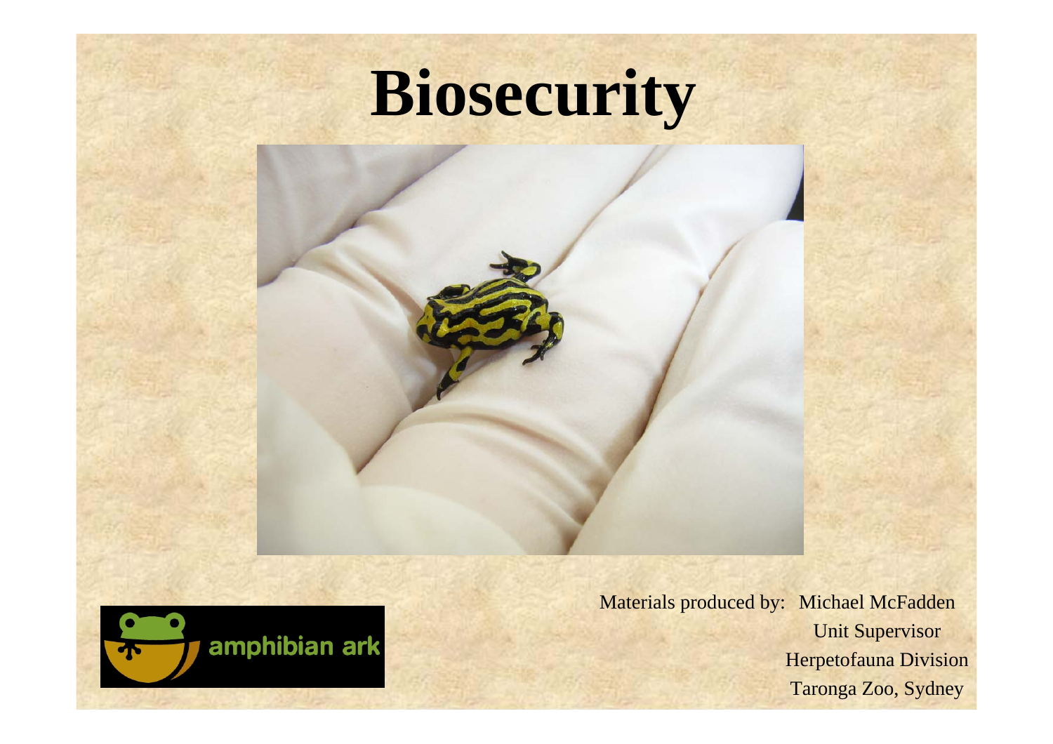# Biosecurity

Materials produced by: Michael McFadden
Unit Supervisor
Herpetofauna Division
Taronga Zoo, Sydney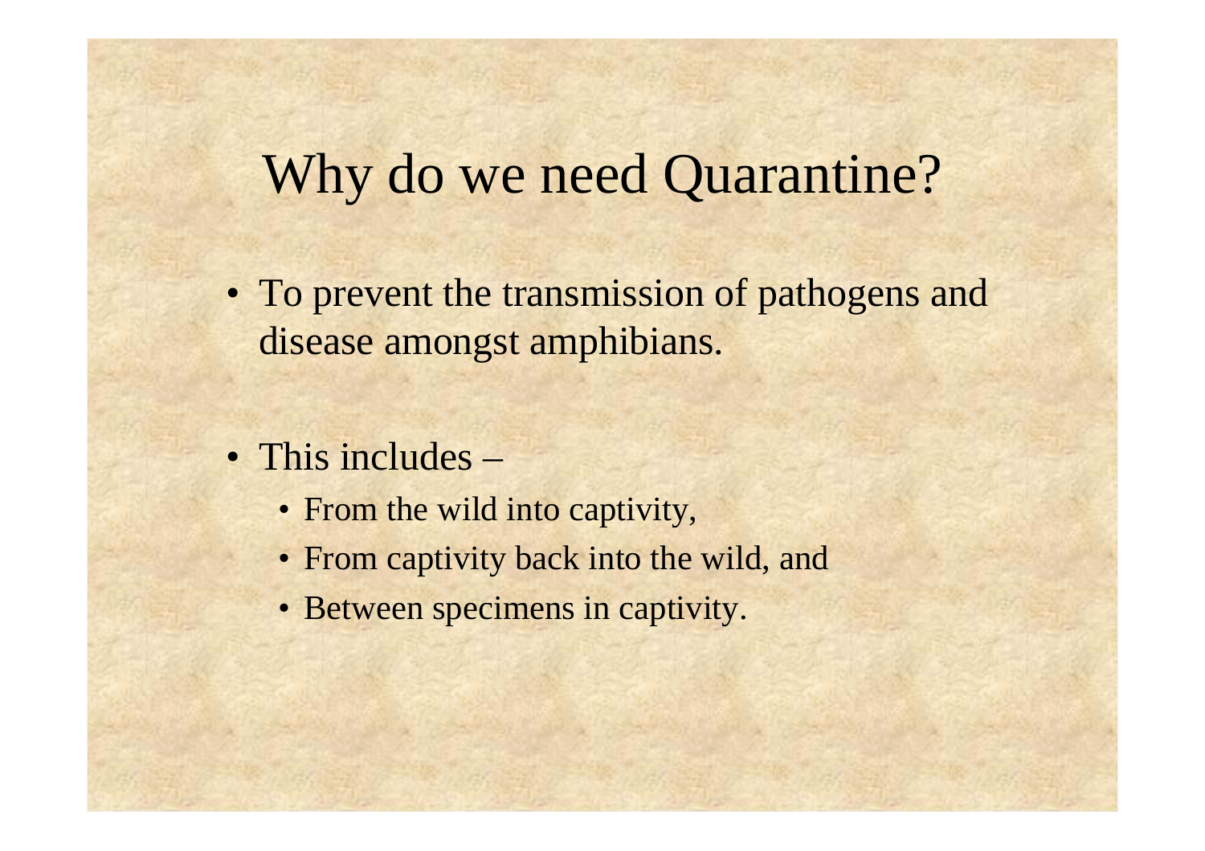# Why do we need Quarantine?

- To prevent the transmission of pathogens and disease amongst amphibians.

- This includes –
  - From the wild into captivity,
  - From captivity back into the wild, and
  - Between specimens in captivity.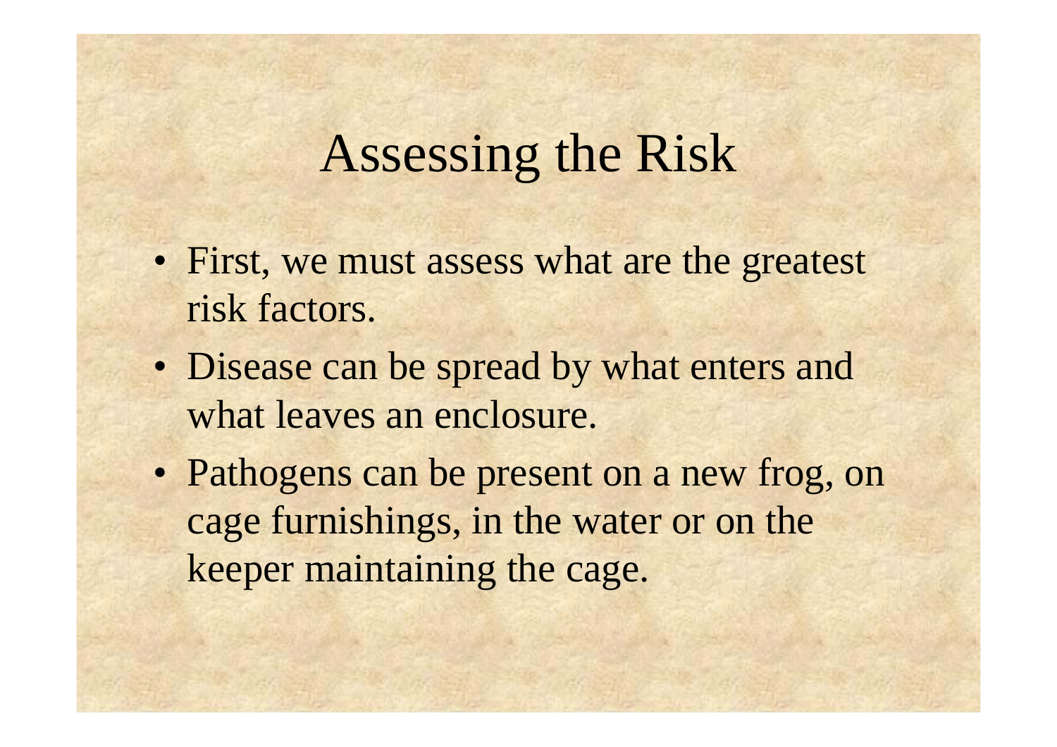# Assessing the Risk

- First, we must assess what are the greatest risk factors.
- Disease can be spread by what enters and what leaves an enclosure.
- Pathogens can be present on a new frog, on cage furnishings, in the water or on the keeper maintaining the cage.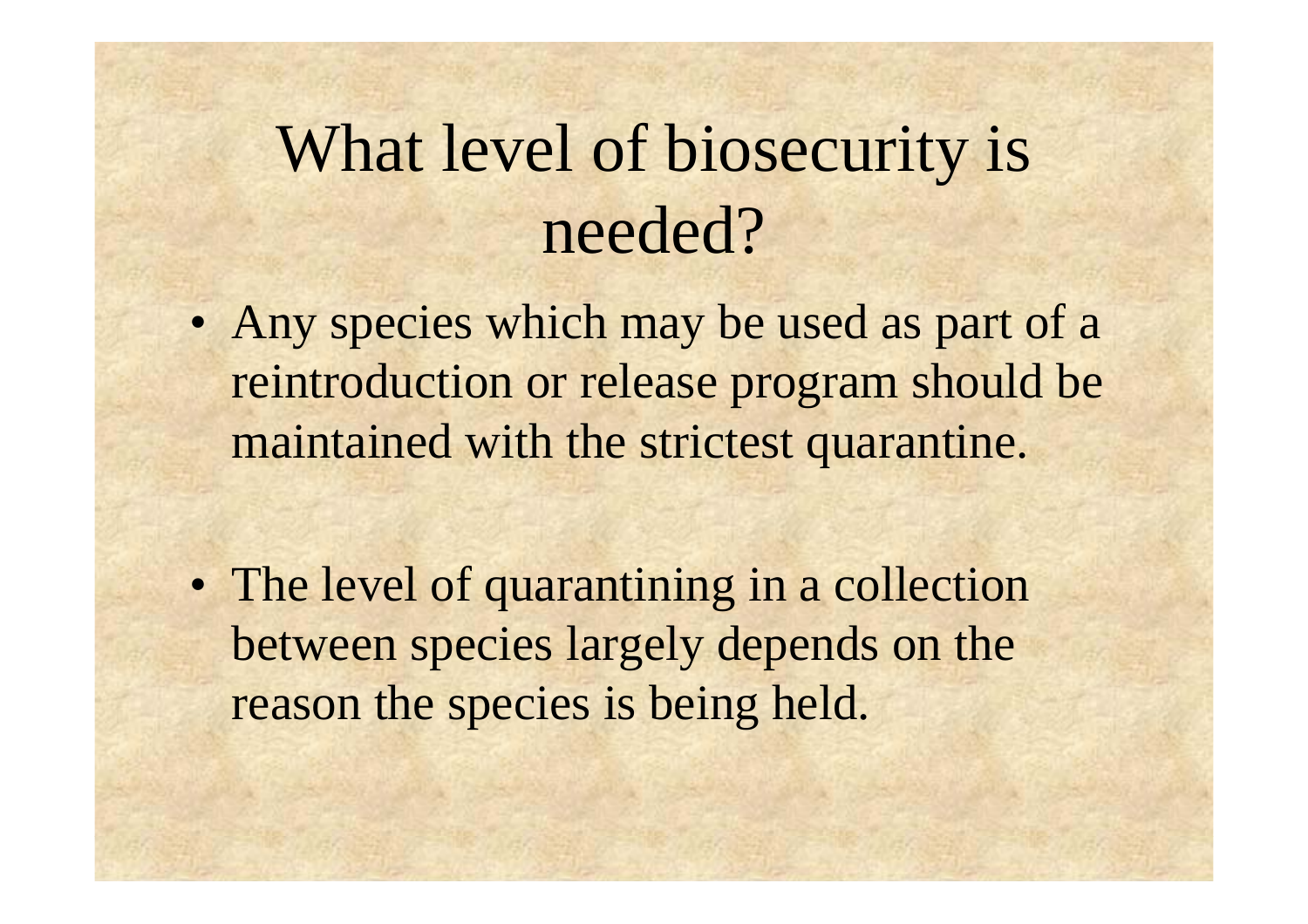# What level of biosecurity is needed?

- Any species which may be used as part of a reintroduction or release program should be maintained with the strictest quarantine.

- The level of quarantining in a collection between species largely depends on the reason the species is being held.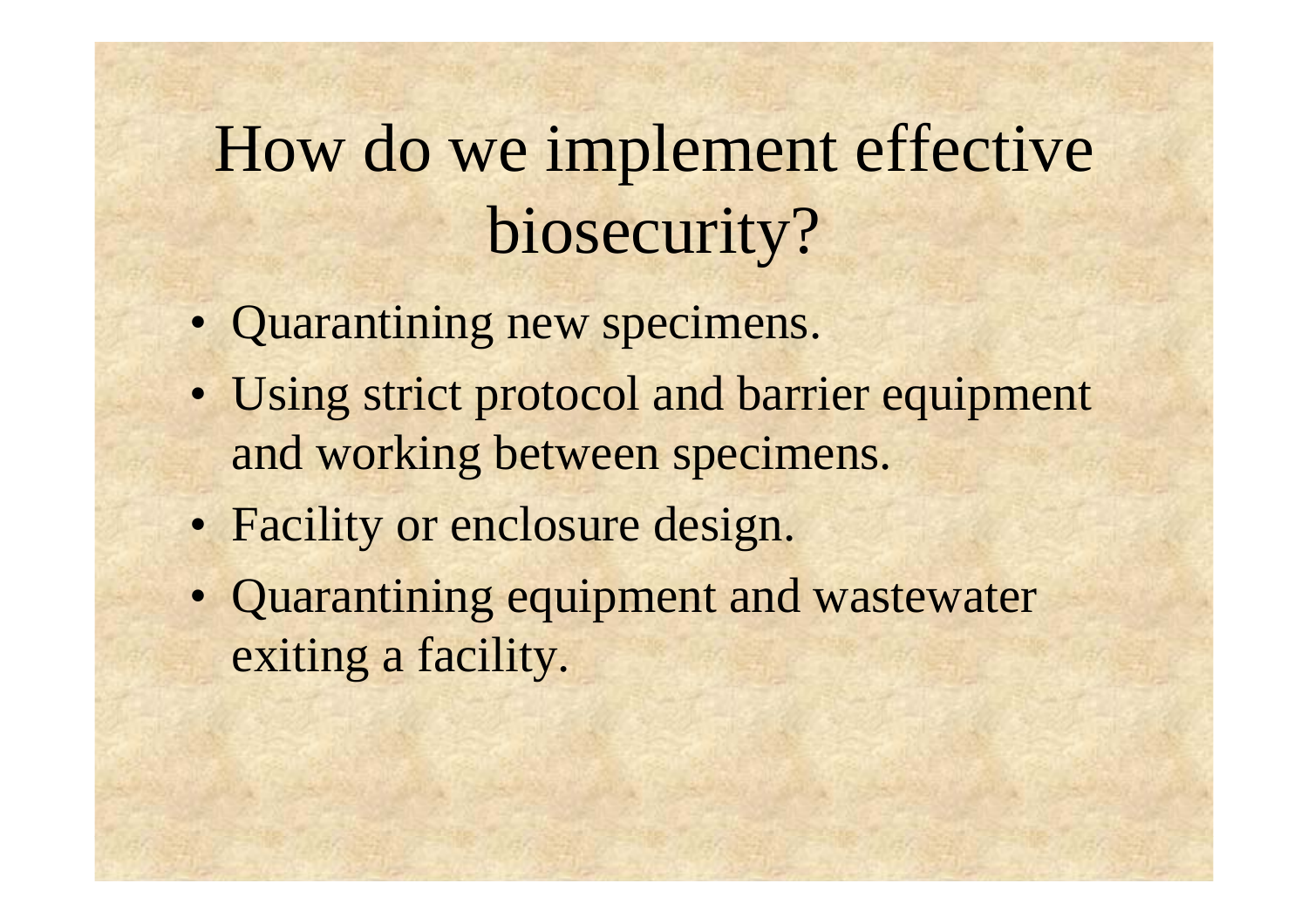# How do we implement effective biosecurity?

- Quarantining new specimens.
- Using strict protocol and barrier equipment and working between specimens.
- Facility or enclosure design.
- Quarantining equipment and wastewater exiting a facility.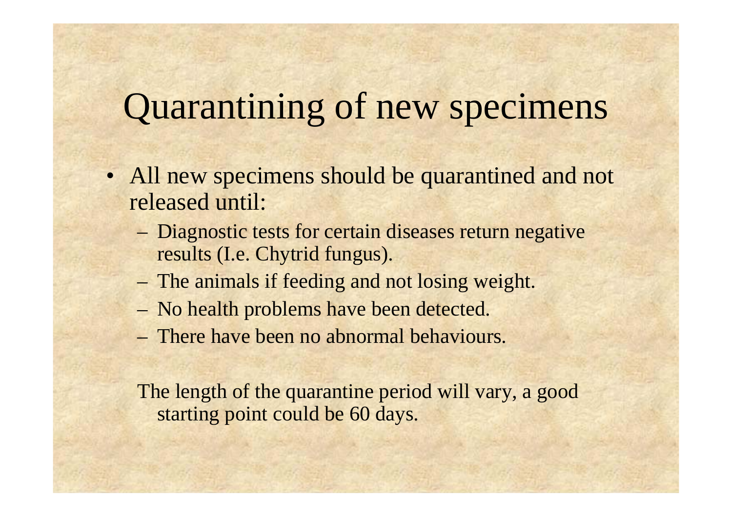# Quarantining of new specimens

- All new specimens should be quarantined and not released until:
  - Diagnostic tests for certain diseases return negative results (I.e. Chytrid fungus).
  - The animals if feeding and not losing weight.
  - No health problems have been detected.
  - There have been no abnormal behaviours.

The length of the quarantine period will vary, a good starting point could be 60 days.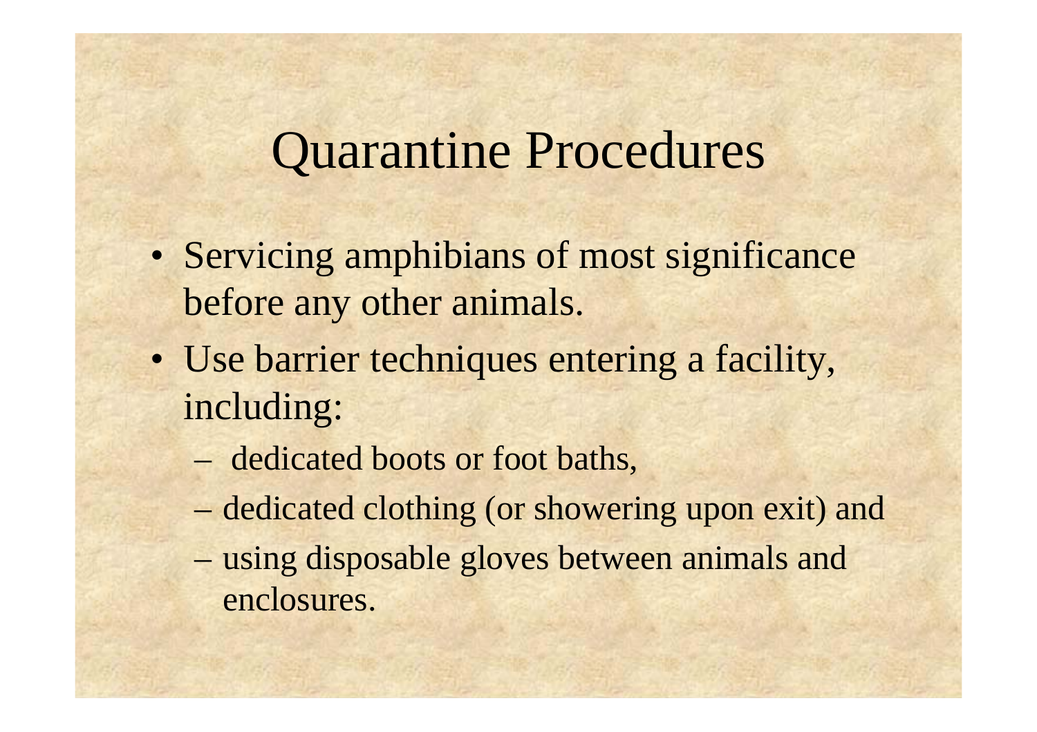# Quarantine Procedures

- Servicing amphibians of most significance before any other animals.
- Use barrier techniques entering a facility, including:
  - dedicated boots or foot baths,
  - dedicated clothing (or showering upon exit) and
  - using disposable gloves between animals and enclosures.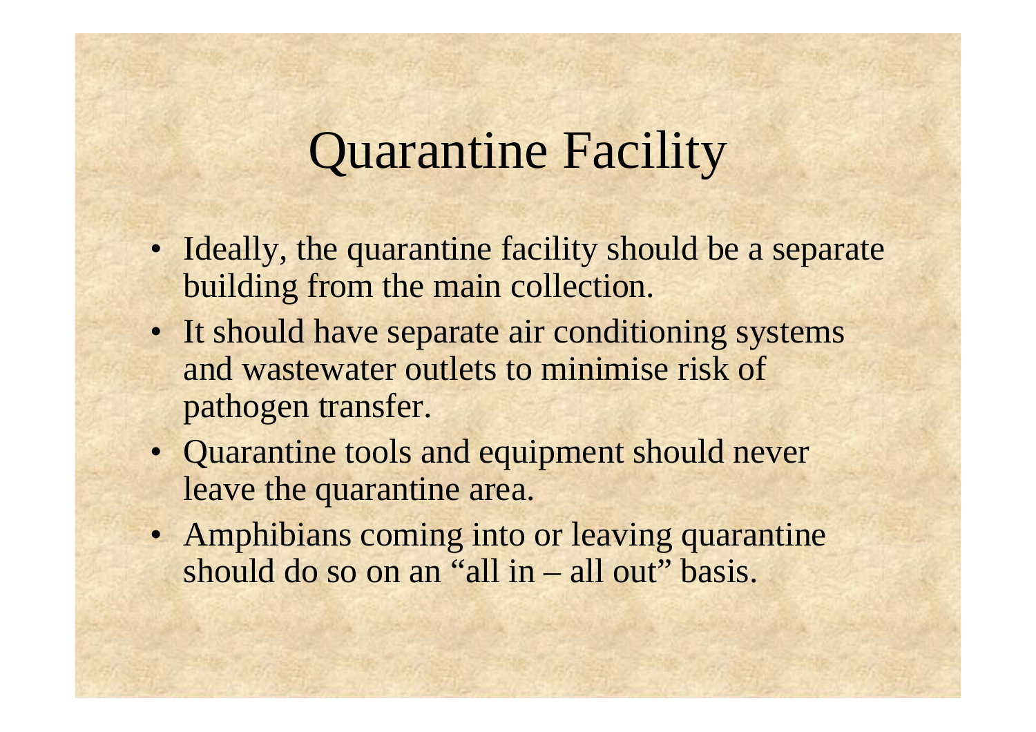# Quarantine Facility

- Ideally, the quarantine facility should be a separate building from the main collection.
- It should have separate air conditioning systems and wastewater outlets to minimise risk of pathogen transfer.
- Quarantine tools and equipment should never leave the quarantine area.
- Amphibians coming into or leaving quarantine should do so on an "all in – all out" basis.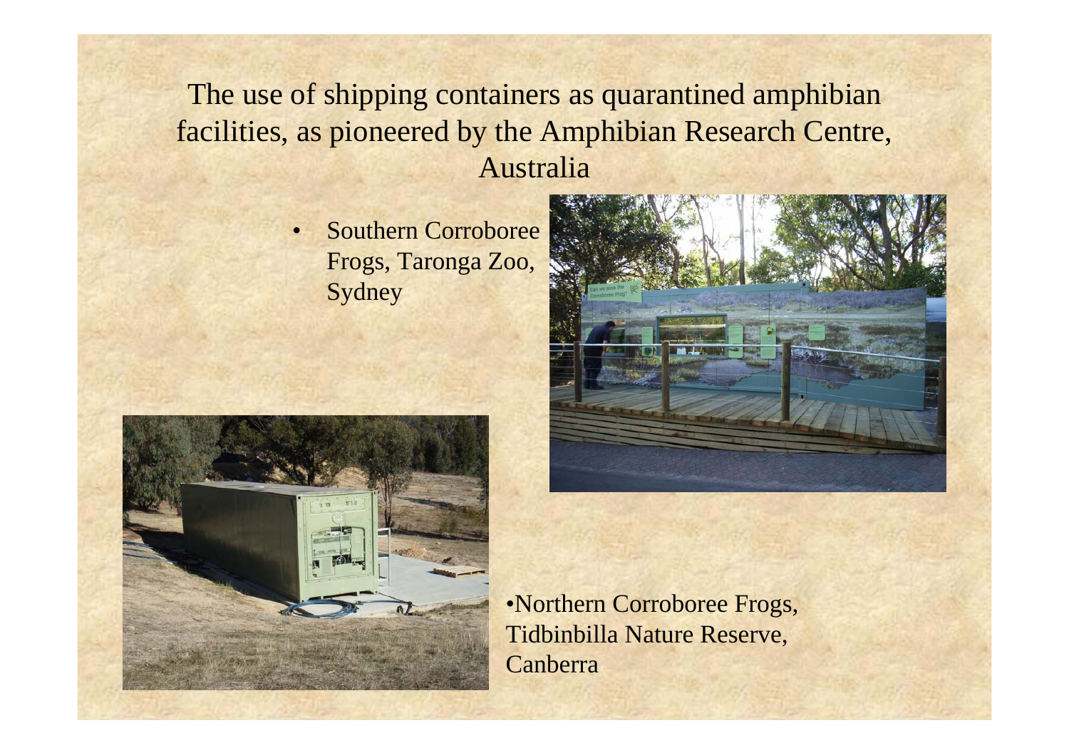# The use of shipping containers as quarantined amphibian facilities, as pioneered by the Amphibian Research Centre, Australia

- Southern Corroboree Frogs, Taronga Zoo, Sydney

- Northern Corroboree Frogs, Tidbinbilla Nature Reserve, Canberra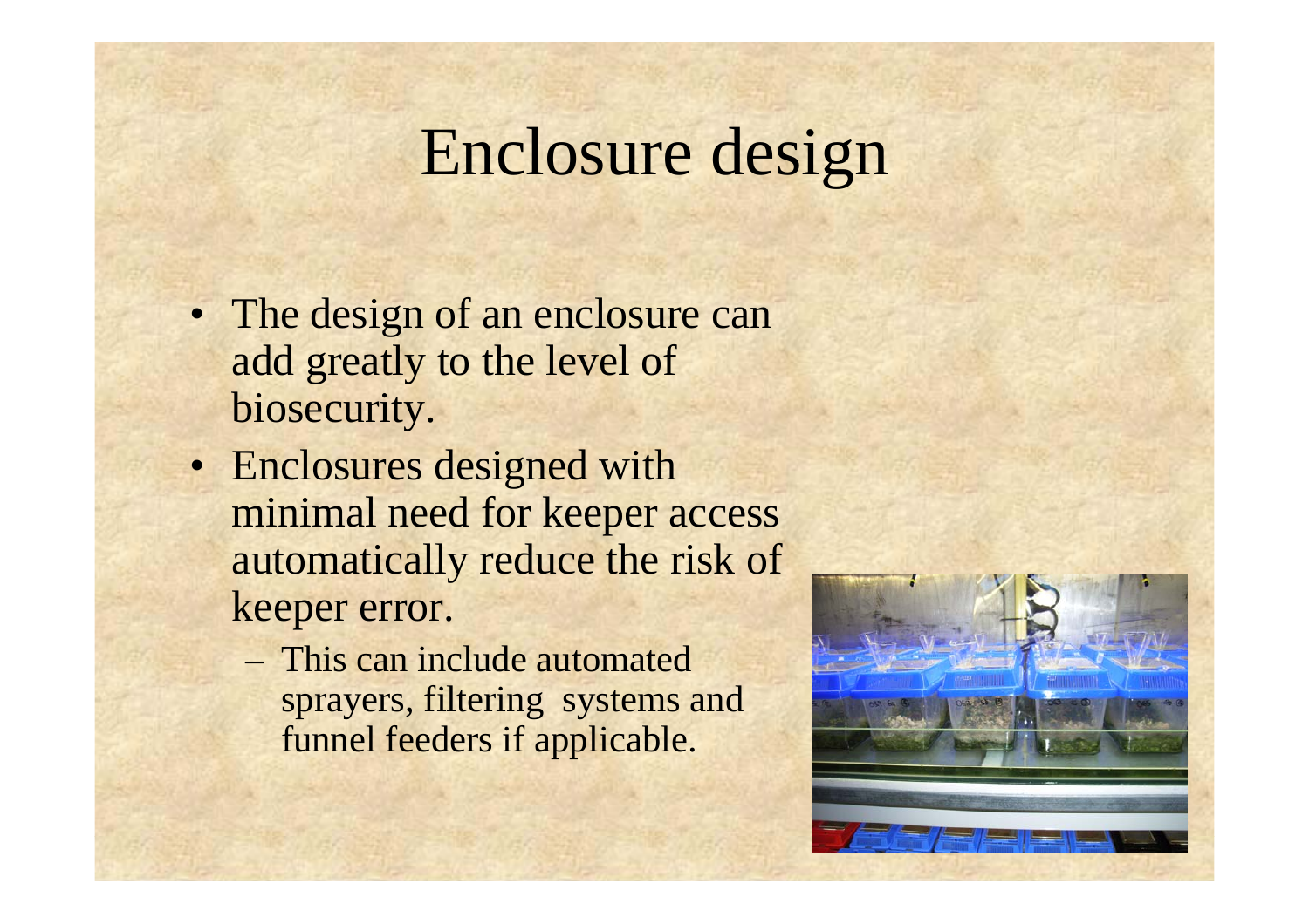# Enclosure design

- The design of an enclosure can add greatly to the level of biosecurity.
- Enclosures designed with minimal need for keeper access automatically reduce the risk of keeper error.
  - This can include automated sprayers, filtering systems and funnel feeders if applicable.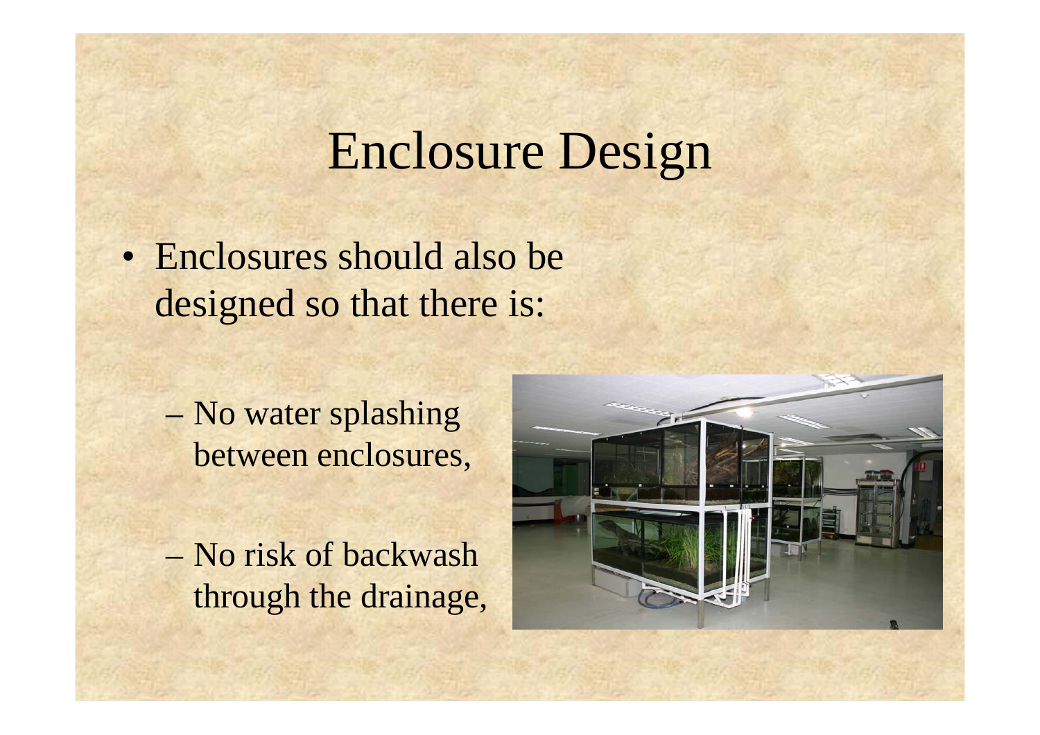# Enclosure Design

- Enclosures should also be designed so that there is:
  - No water splashing between enclosures,
  - No risk of backwash through the drainage,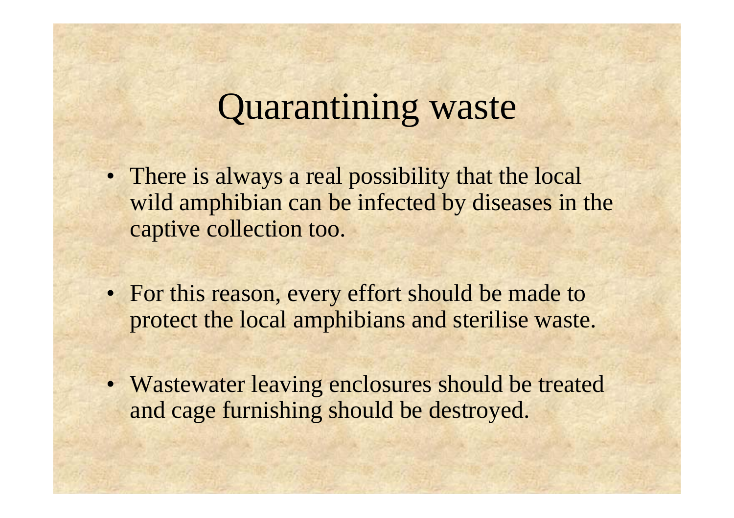# Quarantining waste

- There is always a real possibility that the local wild amphibian can be infected by diseases in the captive collection too.
- For this reason, every effort should be made to protect the local amphibians and sterilise waste.
- Wastewater leaving enclosures should be treated and cage furnishing should be destroyed.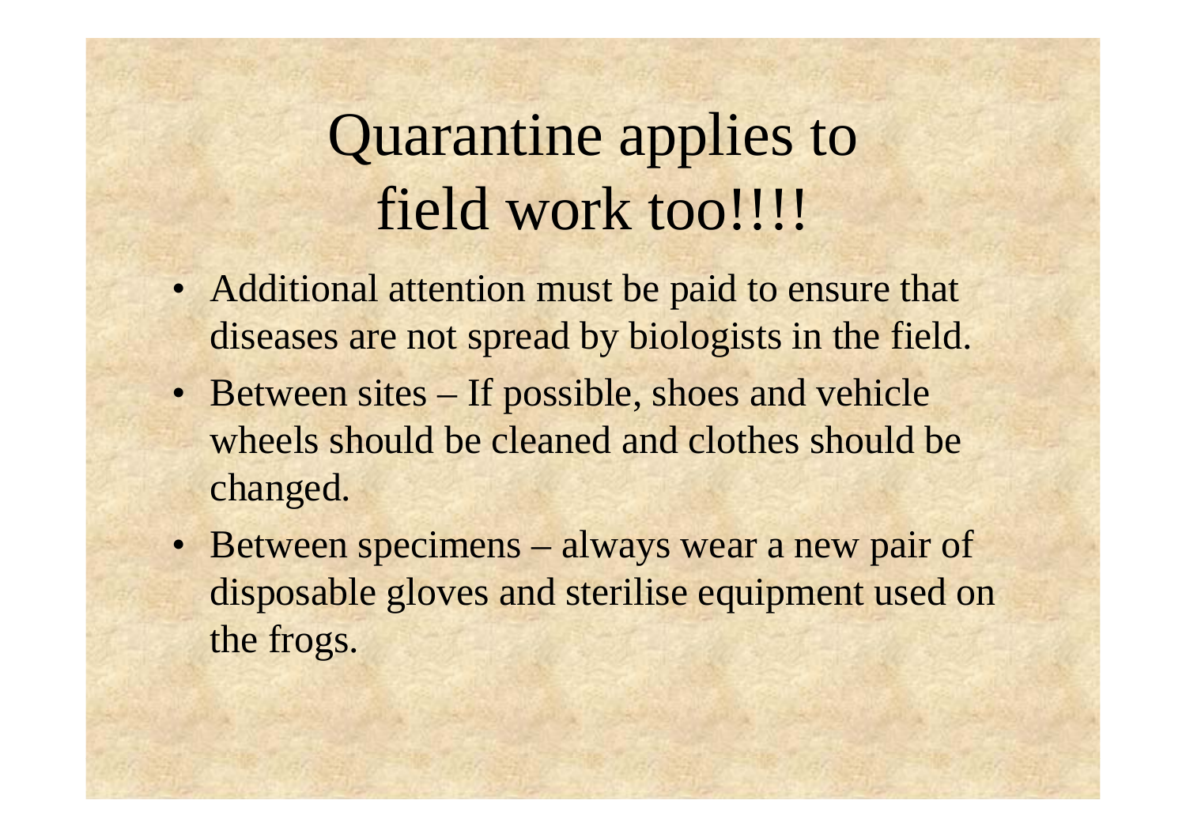# Quarantine applies to field work too!!!!

- Additional attention must be paid to ensure that diseases are not spread by biologists in the field.
- Between sites – If possible, shoes and vehicle wheels should be cleaned and clothes should be changed.
- Between specimens – always wear a new pair of disposable gloves and sterilise equipment used on the frogs.